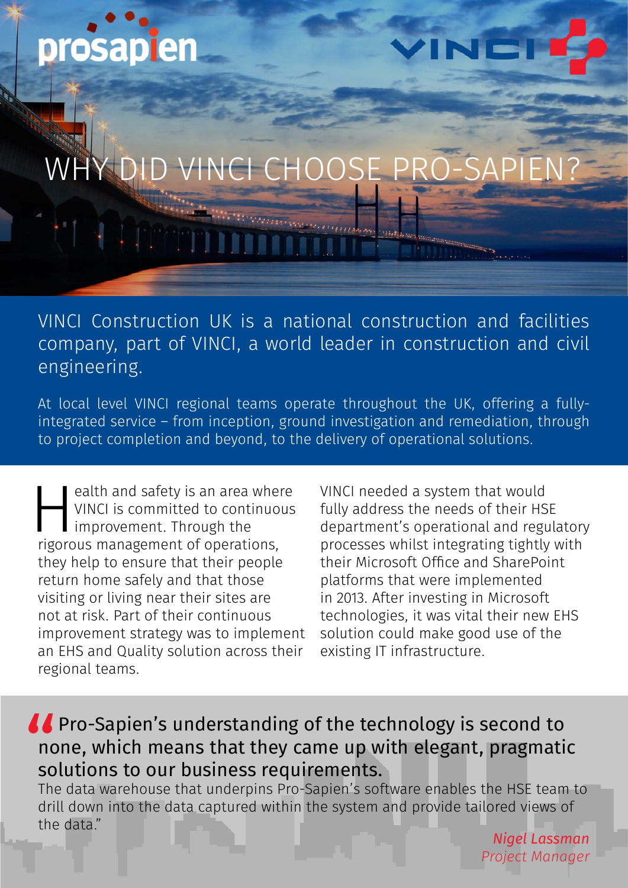prosapien

VINCI

# WHY DID VINCI CHOOSE PRO-SAPIEN?

VINCI Construction UK is a national construction and facilities company, part of VINCI, a world leader in construction and civil engineering.

At local level VINCI regional teams operate throughout the UK, offering a fully-integrated service – from inception, ground investigation and remediation, through to project completion and beyond, to the delivery of operational solutions.

Health and safety is an area where VINCI is committed to continuous improvement. Through the rigorous management of operations, they help to ensure that their people return home safely and that those visiting or living near their sites are not at risk. Part of their continuous improvement strategy was to implement an EHS and Quality solution across their regional teams.

VINCI needed a system that would fully address the needs of their HSE department's operational and regulatory processes whilst integrating tightly with their Microsoft Office and SharePoint platforms that were implemented in 2013. After investing in Microsoft technologies, it was vital their new EHS solution could make good use of the existing IT infrastructure.

> "Pro-Sapien's understanding of the technology is second to none, which means that they came up with elegant, pragmatic solutions to our business requirements.
> The data warehouse that underpins Pro-Sapien's software enables the HSE team to drill down into the data captured within the system and provide tailored views of the data."
>
> *Nigel Lassman*
> *Project Manager*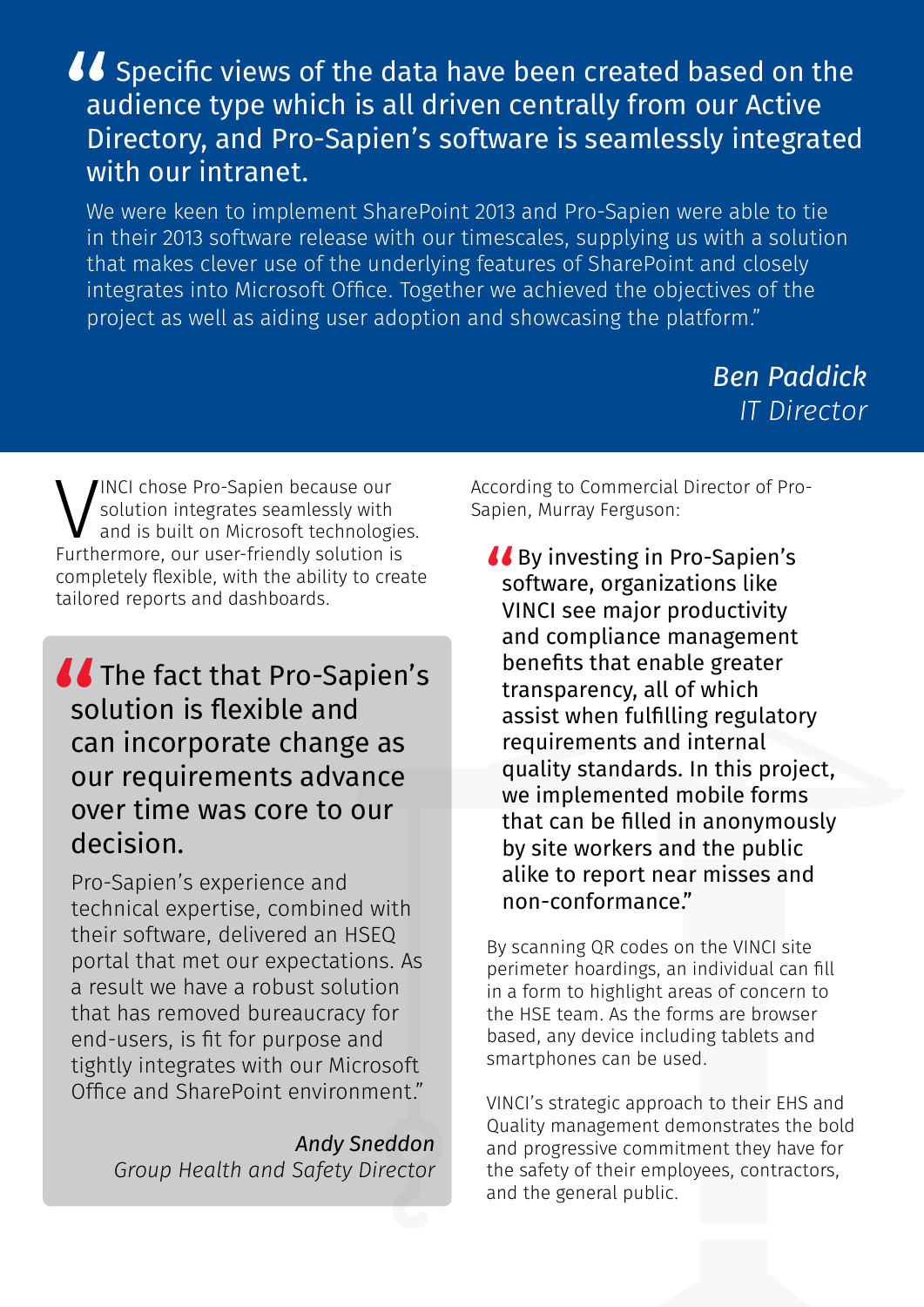> "Specific views of the data have been created based on the audience type which is all driven centrally from our Active Directory, and Pro-Sapien's software is seamlessly integrated with our intranet.
>
> We were keen to implement SharePoint 2013 and Pro-Sapien were able to tie in their 2013 software release with our timescales, supplying us with a solution that makes clever use of the underlying features of SharePoint and closely integrates into Microsoft Office. Together we achieved the objectives of the project as well as aiding user adoption and showcasing the platform."
>
> *Ben Paddick*
> *IT Director*

VINCI chose Pro-Sapien because our solution integrates seamlessly with and is built on Microsoft technologies. Furthermore, our user-friendly solution is completely flexible, with the ability to create tailored reports and dashboards.

> "The fact that Pro-Sapien's solution is flexible and can incorporate change as our requirements advance over time was core to our decision.
>
> Pro-Sapien's experience and technical expertise, combined with their software, delivered an HSEQ portal that met our expectations. As a result we have a robust solution that has removed bureaucracy for end-users, is fit for purpose and tightly integrates with our Microsoft Office and SharePoint environment."
>
> *Andy Sneddon*
> *Group Health and Safety Director*

According to Commercial Director of Pro-Sapien, Murray Ferguson:

> "By investing in Pro-Sapien's software, organizations like VINCI see major productivity and compliance management benefits that enable greater transparency, all of which assist when fulfilling regulatory requirements and internal quality standards. In this project, we implemented mobile forms that can be filled in anonymously by site workers and the public alike to report near misses and non-conformance."

By scanning QR codes on the VINCI site perimeter hoardings, an individual can fill in a form to highlight areas of concern to the HSE team. As the forms are browser based, any device including tablets and smartphones can be used.

VINCI's strategic approach to their EHS and Quality management demonstrates the bold and progressive commitment they have for the safety of their employees, contractors, and the general public.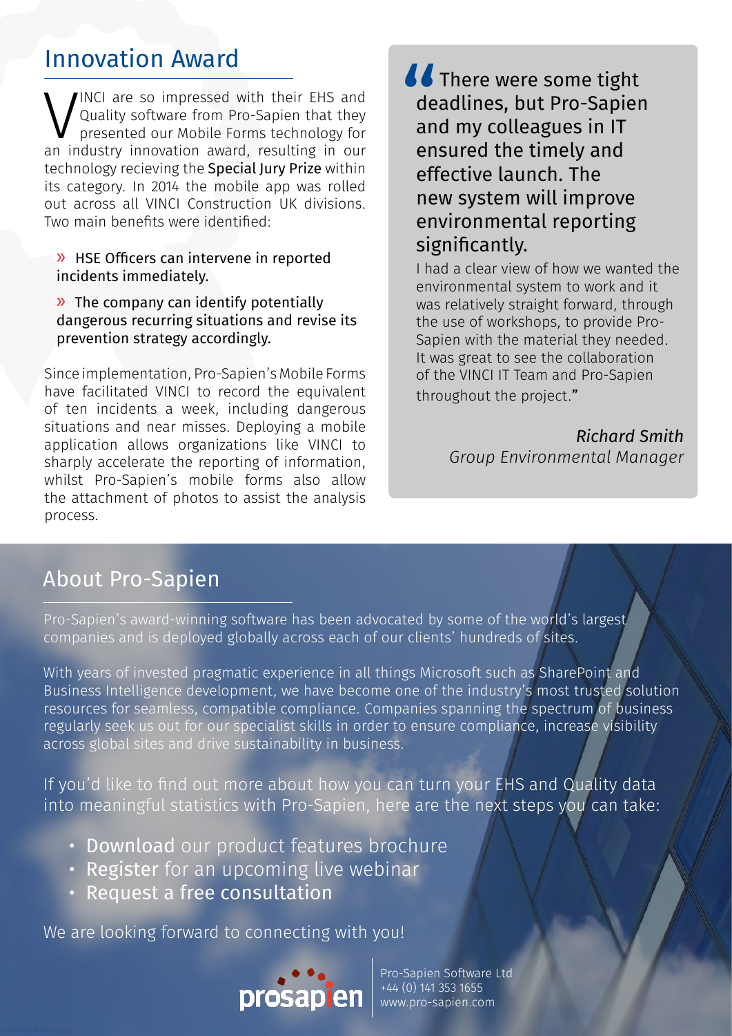## Innovation Award

VINCI are so impressed with their EHS and Quality software from Pro-Sapien that they presented our Mobile Forms technology for an industry innovation award, resulting in our technology recieving the **Special Jury Prize** within its category. In 2014 the mobile app was rolled out across all VINCI Construction UK divisions. Two main benefits were identified:

» HSE Officers can intervene in reported incidents immediately.

» The company can identify potentially dangerous recurring situations and revise its prevention strategy accordingly.

Since implementation, Pro-Sapien's Mobile Forms have facilitated VINCI to record the equivalent of ten incidents a week, including dangerous situations and near misses. Deploying a mobile application allows organizations like VINCI to sharply accelerate the reporting of information, whilst Pro-Sapien's mobile forms also allow the attachment of photos to assist the analysis process.

> "There were some tight deadlines, but Pro-Sapien and my colleagues in IT ensured the timely and effective launch. The new system will improve environmental reporting significantly.
>
> I had a clear view of how we wanted the environmental system to work and it was relatively straight forward, through the use of workshops, to provide Pro-Sapien with the material they needed. It was great to see the collaboration of the VINCI IT Team and Pro-Sapien throughout the project."
>
> *Richard Smith*
> *Group Environmental Manager*

## About Pro-Sapien

Pro-Sapien's award-winning software has been advocated by some of the world's largest companies and is deployed globally across each of our clients' hundreds of sites.

With years of invested pragmatic experience in all things Microsoft such as SharePoint and Business Intelligence development, we have become one of the industry's most trusted solution resources for seamless, compatible compliance. Companies spanning the spectrum of business regularly seek us out for our specialist skills in order to ensure compliance, increase visibility across global sites and drive sustainability in business.

If you'd like to find out more about how you can turn your EHS and Quality data into meaningful statistics with Pro-Sapien, here are the next steps you can take:

- **Download** our product features brochure
- **Register** for an upcoming live webinar
- **Request a free consultation**

We are looking forward to connecting with you!

prosapien

Pro-Sapien Software Ltd
+44 (0) 141 353 1655
www.pro-sapien.com